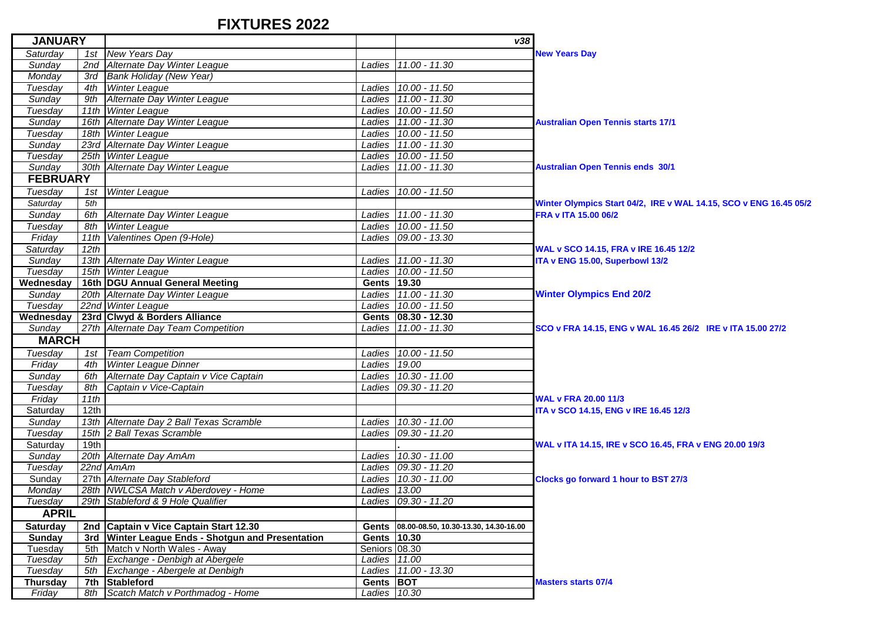# FIXTURES 2022

| JANUARY | | | | v38 | |
|---|---|---|---|---|---|
| Saturday | 1st | New Years Day | | | New Years Day |
| Sunday | 2nd | Alternate Day Winter League | Ladies | 11.00 - 11.30 | |
| Monday | 3rd | Bank Holiday (New Year) | | | |
| Tuesday | 4th | Winter League | Ladies | 10.00 - 11.50 | |
| Sunday | 9th | Alternate Day Winter League | Ladies | 11.00 - 11.30 | |
| Tuesday | 11th | Winter League | Ladies | 10.00 - 11.50 | |
| Sunday | 16th | Alternate Day Winter League | Ladies | 11.00 - 11.30 | Australian Open Tennis starts 17/1 |
| Tuesday | 18th | Winter League | Ladies | 10.00 - 11.50 | |
| Sunday | 23rd | Alternate Day Winter League | Ladies | 11.00 - 11.30 | |
| Tuesday | 25th | Winter League | Ladies | 10.00 - 11.50 | |
| Sunday | 30th | Alternate Day Winter League | Ladies | 11.00 - 11.30 | Australian Open Tennis ends 30/1 |
| **FEBRUARY** | | | | | |
| Tuesday | 1st | Winter League | Ladies | 10.00 - 11.50 | |
| Saturday | 5th | | | | Winter Olympics Start 04/2, IRE v WAL 14.15, SCO v ENG 16.45 05/2 |
| Sunday | 6th | Alternate Day Winter League | Ladies | 11.00 - 11.30 | FRA v ITA 15.00 06/2 |
| Tuesday | 8th | Winter League | Ladies | 10.00 - 11.50 | |
| Friday | 11th | Valentines Open (9-Hole) | Ladies | 09.00 - 13.30 | |
| Saturday | 12th | | | | WAL v SCO 14.15, FRA v IRE 16.45 12/2 |
| Sunday | 13th | Alternate Day Winter League | Ladies | 11.00 - 11.30 | ITA v ENG 15.00, Superbowl 13/2 |
| Tuesday | 15th | Winter League | Ladies | 10.00 - 11.50 | |
| **Wednesday** | **16th** | **DGU Annual General Meeting** | **Gents** | **19.30** | |
| Sunday | 20th | Alternate Day Winter League | Ladies | 11.00 - 11.30 | Winter Olympics End 20/2 |
| Tuesday | 22nd | Winter League | Ladies | 10.00 - 11.50 | |
| **Wednesday** | **23rd** | **Clwyd & Borders Alliance** | **Gents** | **08.30 - 12.30** | |
| Sunday | 27th | Alternate Day Team Competition | Ladies | 11.00 - 11.30 | SCO v FRA 14.15, ENG v WAL 16.45 26/2 IRE v ITA 15.00 27/2 |
| **MARCH** | | | | | |
| Tuesday | 1st | Team Competition | Ladies | 10.00 - 11.50 | |
| Friday | 4th | Winter League Dinner | Ladies | 19.00 | |
| Sunday | 6th | Alternate Day Captain v Vice Captain | Ladies | 10.30 - 11.00 | |
| Tuesday | 8th | Captain v Vice-Captain | Ladies | 09.30 - 11.20 | |
| Friday | 11th | | | | WAL v FRA 20.00 11/3 |
| Saturday | 12th | | | | ITA v SCO 14.15, ENG v IRE 16.45 12/3 |
| Sunday | 13th | Alternate Day 2 Ball Texas Scramble | Ladies | 10.30 - 11.00 | |
| Tuesday | 15th | 2 Ball Texas Scramble | Ladies | 09.30 - 11.20 | |
| Saturday | 19th | | | . | WAL v ITA 14.15, IRE v SCO 16.45, FRA v ENG 20.00 19/3 |
| Sunday | 20th | Alternate Day AmAm | Ladies | 10.30 - 11.00 | |
| Tuesday | 22nd | AmAm | Ladies | 09.30 - 11.20 | |
| Sunday | 27th | Alternate Day Stableford | Ladies | 10.30 - 11.00 | Clocks go forward 1 hour to BST 27/3 |
| Monday | 28th | NWLCSA Match v Aberdovey - Home | Ladies | 13.00 | |
| Tuesday | 29th | Stableford & 9 Hole Qualifier | Ladies | 09.30 - 11.20 | |
| **APRIL** | | | | | |
| **Saturday** | **2nd** | **Captain v Vice Captain Start 12.30** | **Gents** | **08.00-08.50, 10.30-13.30, 14.30-16.00** | |
| **Sunday** | **3rd** | **Winter League Ends - Shotgun and Presentation** | **Gents** | **10.30** | |
| Tuesday | 5th | Match v North Wales - Away | Seniors | 08.30 | |
| Tuesday | 5th | Exchange - Denbigh at Abergele | Ladies | 11.00 | |
| Tuesday | 5th | Exchange - Abergele at Denbigh | Ladies | 11.00 - 13.30 | |
| **Thursday** | **7th** | **Stableford** | **Gents** | **BOT** | Masters starts 07/4 |
| Friday | 8th | Scatch Match v Porthmadog - Home | Ladies | 10.30 | |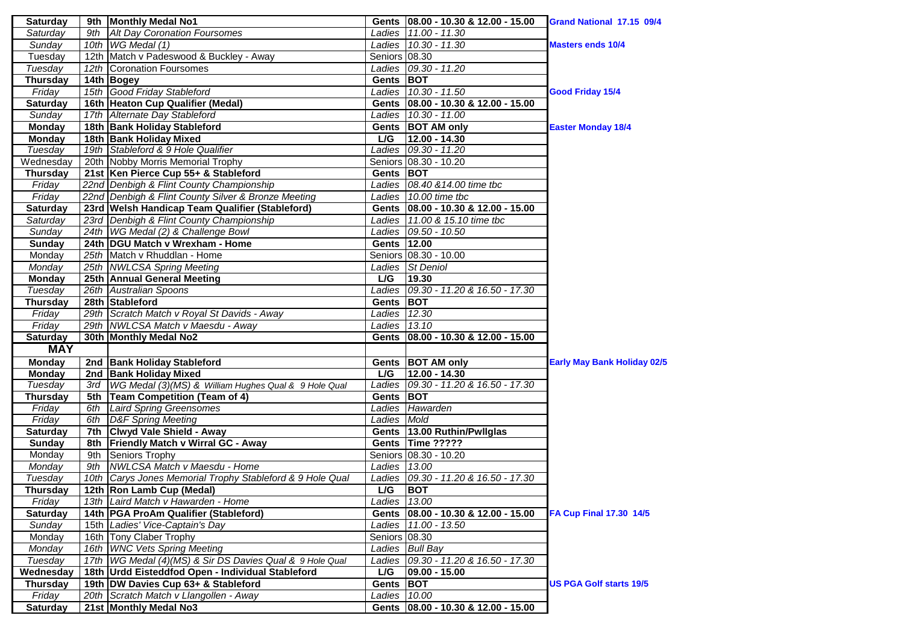| | | | | | |
|---|---|---|---|---|---|
| **Saturday** | **9th** | **Monthly Medal No1** | **Gents** | **08.00 - 10.30 & 12.00 - 15.00** | **Grand National 17.15 09/4** |
| *Saturday* | *9th* | *Alt Day Coronation Foursomes* | *Ladies* | *11.00 - 11.30* | |
| *Sunday* | *10th* | *WG Medal (1)* | *Ladies* | *10.30 - 11.30* | **Masters ends 10/4** |
| Tuesday | 12th | Match v Padeswood & Buckley - Away | Seniors | 08.30 | |
| *Tuesday* | *12th* | *Coronation Foursomes* | *Ladies* | *09.30 - 11.20* | |
| **Thursday** | **14th** | **Bogey** | **Gents** | **BOT** | |
| *Friday* | *15th* | *Good Friday Stableford* | *Ladies* | *10.30 - 11.50* | **Good Friday 15/4** |
| **Saturday** | **16th** | **Heaton Cup Qualifier (Medal)** | **Gents** | **08.00 - 10.30 & 12.00 - 15.00** | |
| *Sunday* | *17th* | *Alternate Day Stableford* | *Ladies* | *10.30 - 11.00* | |
| **Monday** | **18th** | **Bank Holiday Stableford** | **Gents** | **BOT AM only** | **Easter Monday 18/4** |
| **Monday** | **18th** | **Bank Holiday Mixed** | **L/G** | **12.00 - 14.30** | |
| *Tuesday* | *19th* | *Stableford & 9 Hole Qualifier* | *Ladies* | *09.30 - 11.20* | |
| Wednesday | 20th | Nobby Morris Memorial Trophy | Seniors | 08.30 - 10.20 | |
| **Thursday** | **21st** | **Ken Pierce Cup 55+ & Stableford** | **Gents** | **BOT** | |
| *Friday* | *22nd* | *Denbigh & Flint County Championship* | *Ladies* | *08.40 &14.00 time tbc* | |
| *Friday* | *22nd* | *Denbigh & Flint County Silver & Bronze Meeting* | *Ladies* | *10.00 time tbc* | |
| **Saturday** | **23rd** | **Welsh Handicap Team Qualifier (Stableford)** | **Gents** | **08.00 - 10.30 & 12.00 - 15.00** | |
| *Saturday* | *23rd* | *Denbigh & Flint County Championship* | *Ladies* | *11.00 & 15.10 time tbc* | |
| *Sunday* | *24th* | *WG Medal (2) & Challenge Bowl* | *Ladies* | *09.50 - 10.50* | |
| **Sunday** | **24th** | **DGU Match v Wrexham - Home** | **Gents** | **12.00** | |
| Monday | 25th | Match v Rhuddlan - Home | Seniors | 08.30 - 10.00 | |
| *Monday* | *25th* | *NWLCSA Spring Meeting* | *Ladies* | *St Deniol* | |
| **Monday** | **25th** | **Annual General Meeting** | **L/G** | **19.30** | |
| *Tuesday* | *26th* | *Australian Spoons* | *Ladies* | *09.30 - 11.20 & 16.50 - 17.30* | |
| **Thursday** | **28th** | **Stableford** | **Gents** | **BOT** | |
| *Friday* | *29th* | *Scratch Match v Royal St Davids - Away* | *Ladies* | *12.30* | |
| *Friday* | *29th* | *NWLCSA Match v Maesdu - Away* | *Ladies* | *13.10* | |
| **Saturday** | **30th** | **Monthly Medal No2** | **Gents** | **08.00 - 10.30 & 12.00 - 15.00** | |
| **MAY** | | | | | |
| **Monday** | **2nd** | **Bank Holiday Stableford** | **Gents** | **BOT AM only** | **Early May Bank Holiday 02/5** |
| **Monday** | **2nd** | **Bank Holiday Mixed** | **L/G** | **12.00 - 14.30** | |
| *Tuesday* | *3rd* | *WG Medal (3)(MS) & William Hughes Qual & 9 Hole Qual* | *Ladies* | *09.30 - 11.20 & 16.50 - 17.30* | |
| **Thursday** | **5th** | **Team Competition (Team of 4)** | **Gents** | **BOT** | |
| *Friday* | *6th* | *Laird Spring Greensomes* | *Ladies* | *Hawarden* | |
| *Friday* | *6th* | *D&F Spring Meeting* | *Ladies* | *Mold* | |
| **Saturday** | **7th** | **Clwyd Vale Shield - Away** | **Gents** | **13.00 Ruthin/Pwllglas** | |
| **Sunday** | **8th** | **Friendly Match v Wirral GC - Away** | **Gents** | **Time ?????** | |
| Monday | 9th | Seniors Trophy | Seniors | 08.30 - 10.20 | |
| *Monday* | *9th* | *NWLCSA Match v Maesdu - Home* | *Ladies* | *13.00* | |
| *Tuesday* | *10th* | *Carys Jones Memorial Trophy Stableford & 9 Hole Qual* | *Ladies* | *09.30 - 11.20 & 16.50 - 17.30* | |
| **Thursday** | **12th** | **Ron Lamb Cup (Medal)** | **L/G** | **BOT** | |
| *Friday* | *13th* | *Laird Match v Hawarden - Home* | *Ladies* | *13.00* | |
| **Saturday** | **14th** | **PGA ProAm Qualifier (Stableford)** | **Gents** | **08.00 - 10.30 & 12.00 - 15.00** | **FA Cup Final 17.30 14/5** |
| *Sunday* | *15th* | *Ladies' Vice-Captain's Day* | *Ladies* | *11.00 - 13.50* | |
| Monday | 16th | Tony Claber Trophy | Seniors | 08.30 | |
| *Monday* | *16th* | *WNC Vets Spring Meeting* | *Ladies* | *Bull Bay* | |
| *Tuesday* | *17th* | *WG Medal (4)(MS) & Sir DS Davies Qual & 9 Hole Qual* | *Ladies* | *09.30 - 11.20 & 16.50 - 17.30* | |
| **Wednesday** | **18th** | **Urdd Eisteddfod Open - Individual Stableford** | **L/G** | **09.00 - 15.00** | |
| **Thursday** | **19th** | **DW Davies Cup 63+ & Stableford** | **Gents** | **BOT** | **US PGA Golf starts 19/5** |
| *Friday* | *20th* | *Scratch Match v Llangollen - Away* | *Ladies* | *10.00* | |
| **Saturday** | **21st** | **Monthly Medal No3** | **Gents** | **08.00 - 10.30 & 12.00 - 15.00** | |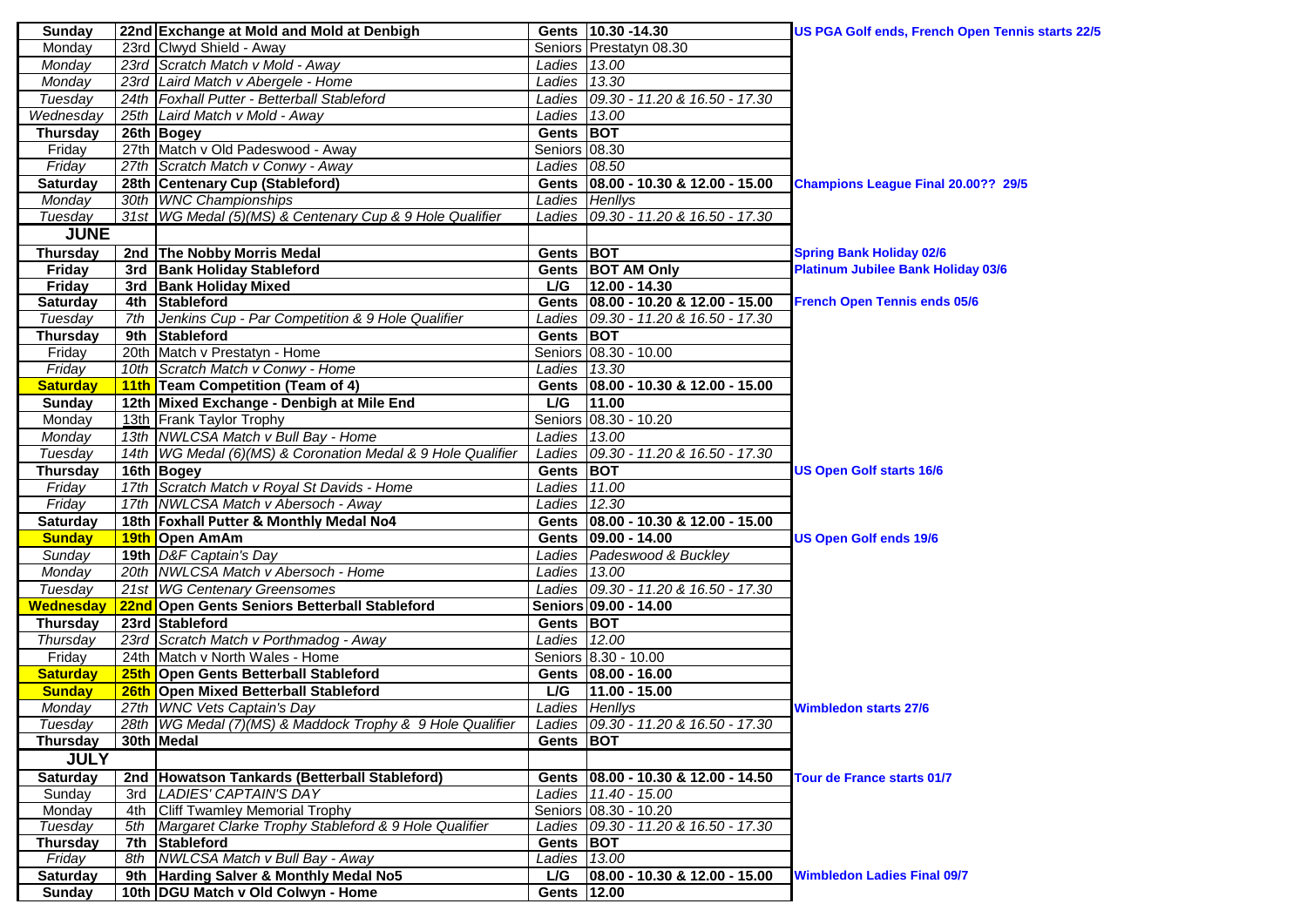| | | | | | |
|---|---|---|---|---|---|
| **Sunday** | **22nd** | **Exchange at Mold and Mold at Denbigh** | **Gents** | **10.30 -14.30** | **US PGA Golf ends, French Open Tennis starts 22/5** |
| Monday | 23rd | Clwyd Shield - Away | Seniors | Prestatyn 08.30 | |
| *Monday* | *23rd* | *Scratch Match v Mold - Away* | *Ladies* | *13.00* | |
| *Monday* | *23rd* | *Laird Match v Abergele - Home* | *Ladies* | *13.30* | |
| *Tuesday* | *24th* | *Foxhall Putter - Betterball Stableford* | *Ladies* | *09.30 - 11.20 & 16.50 - 17.30* | |
| *Wednesday* | *25th* | *Laird Match v Mold - Away* | *Ladies* | *13.00* | |
| **Thursday** | **26th** | **Bogey** | **Gents** | **BOT** | |
| Friday | 27th | Match v Old Padeswood - Away | Seniors | 08.30 | |
| *Friday* | *27th* | *Scratch Match v Conwy - Away* | *Ladies* | *08.50* | |
| **Saturday** | **28th** | **Centenary Cup (Stableford)** | **Gents** | **08.00 - 10.30 & 12.00 - 15.00** | **Champions League Final 20.00?? 29/5** |
| *Monday* | *30th* | *WNC Championships* | *Ladies* | *Henllys* | |
| *Tuesday* | *31st* | *WG Medal (5)(MS) & Centenary Cup & 9 Hole Qualifier* | *Ladies* | *09.30 - 11.20 & 16.50 - 17.30* | |
| **JUNE** | | | | | |
| **Thursday** | **2nd** | **The Nobby Morris Medal** | **Gents** | **BOT** | **Spring Bank Holiday 02/6** |
| **Friday** | **3rd** | **Bank Holiday Stableford** | **Gents** | **BOT AM Only** | **Platinum Jubilee Bank Holiday 03/6** |
| **Friday** | **3rd** | **Bank Holiday Mixed** | **L/G** | **12.00 - 14.30** | |
| **Saturday** | **4th** | **Stableford** | **Gents** | **08.00 - 10.20 & 12.00 - 15.00** | **French Open Tennis ends 05/6** |
| *Tuesday* | *7th* | *Jenkins Cup - Par Competition & 9 Hole Qualifier* | *Ladies* | *09.30 - 11.20 & 16.50 - 17.30* | |
| **Thursday** | **9th** | **Stableford** | **Gents** | **BOT** | |
| Friday | 20th | Match v Prestatyn - Home | Seniors | 08.30 - 10.00 | |
| *Friday* | *10th* | *Scratch Match v Conwy - Home* | *Ladies* | *13.30* | |
| **Saturday** | **11th** | **Team Competition (Team of 4)** | **Gents** | **08.00 - 10.30 & 12.00 - 15.00** | |
| **Sunday** | **12th** | **Mixed Exchange - Denbigh at Mile End** | **L/G** | **11.00** | |
| Monday | 13th | Frank Taylor Trophy | Seniors | 08.30 - 10.20 | |
| *Monday* | *13th* | *NWLCSA Match v Bull Bay - Home* | *Ladies* | *13.00* | |
| *Tuesday* | *14th* | *WG Medal (6)(MS) & Coronation Medal & 9 Hole Qualifier* | *Ladies* | *09.30 - 11.20 & 16.50 - 17.30* | |
| **Thursday** | **16th** | **Bogey** | **Gents** | **BOT** | **US Open Golf starts 16/6** |
| *Friday* | *17th* | *Scratch Match v Royal St Davids - Home* | *Ladies* | *11.00* | |
| *Friday* | *17th* | *NWLCSA Match v Abersoch - Away* | *Ladies* | *12.30* | |
| **Saturday** | **18th** | **Foxhall Putter & Monthly Medal No4** | **Gents** | **08.00 - 10.30 & 12.00 - 15.00** | |
| **Sunday** | **19th** | **Open AmAm** | **Gents** | **09.00 - 14.00** | **US Open Golf ends 19/6** |
| *Sunday* | **19th** | *D&F Captain's Day* | *Ladies* | *Padeswood & Buckley* | |
| *Monday* | *20th* | *NWLCSA Match v Abersoch - Home* | *Ladies* | *13.00* | |
| *Tuesday* | *21st* | *WG Centenary Greensomes* | *Ladies* | *09.30 - 11.20 & 16.50 - 17.30* | |
| **Wednesday** | **22nd** | **Open Gents Seniors Betterball Stableford** | **Seniors** | **09.00 - 14.00** | |
| **Thursday** | **23rd** | **Stableford** | **Gents** | **BOT** | |
| *Thursday* | *23rd* | *Scratch Match v Porthmadog - Away* | *Ladies* | *12.00* | |
| Friday | 24th | Match v North Wales - Home | Seniors | 8.30 - 10.00 | |
| **Saturday** | **25th** | **Open Gents Betterball Stableford** | **Gents** | **08.00 - 16.00** | |
| **Sunday** | **26th** | **Open Mixed Betterball Stableford** | **L/G** | **11.00 - 15.00** | |
| *Monday* | *27th* | *WNC Vets Captain's Day* | *Ladies* | *Henllys* | **Wimbledon starts 27/6** |
| *Tuesday* | *28th* | *WG Medal (7)(MS) & Maddock Trophy & 9 Hole Qualifier* | *Ladies* | *09.30 - 11.20 & 16.50 - 17.30* | |
| **Thursday** | **30th** | **Medal** | **Gents** | **BOT** | |
| **JULY** | | | | | |
| **Saturday** | **2nd** | **Howatson Tankards (Betterball Stableford)** | **Gents** | **08.00 - 10.30 & 12.00 - 14.50** | **Tour de France starts 01/7** |
| *Sunday* | *3rd* | *LADIES' CAPTAIN'S DAY* | *Ladies* | *11.40 - 15.00* | |
| Monday | 4th | Cliff Twamley Memorial Trophy | Seniors | 08.30 - 10.20 | |
| *Tuesday* | *5th* | *Margaret Clarke Trophy Stableford & 9 Hole Qualifier* | *Ladies* | *09.30 - 11.20 & 16.50 - 17.30* | |
| **Thursday** | **7th** | **Stableford** | **Gents** | **BOT** | |
| *Friday* | *8th* | *NWLCSA Match v Bull Bay - Away* | *Ladies* | *13.00* | |
| **Saturday** | **9th** | **Harding Salver & Monthly Medal No5** | **L/G** | **08.00 - 10.30 & 12.00 - 15.00** | **Wimbledon Ladies Final 09/7** |
| **Sunday** | **10th** | **DGU Match v Old Colwyn - Home** | **Gents** | **12.00** | |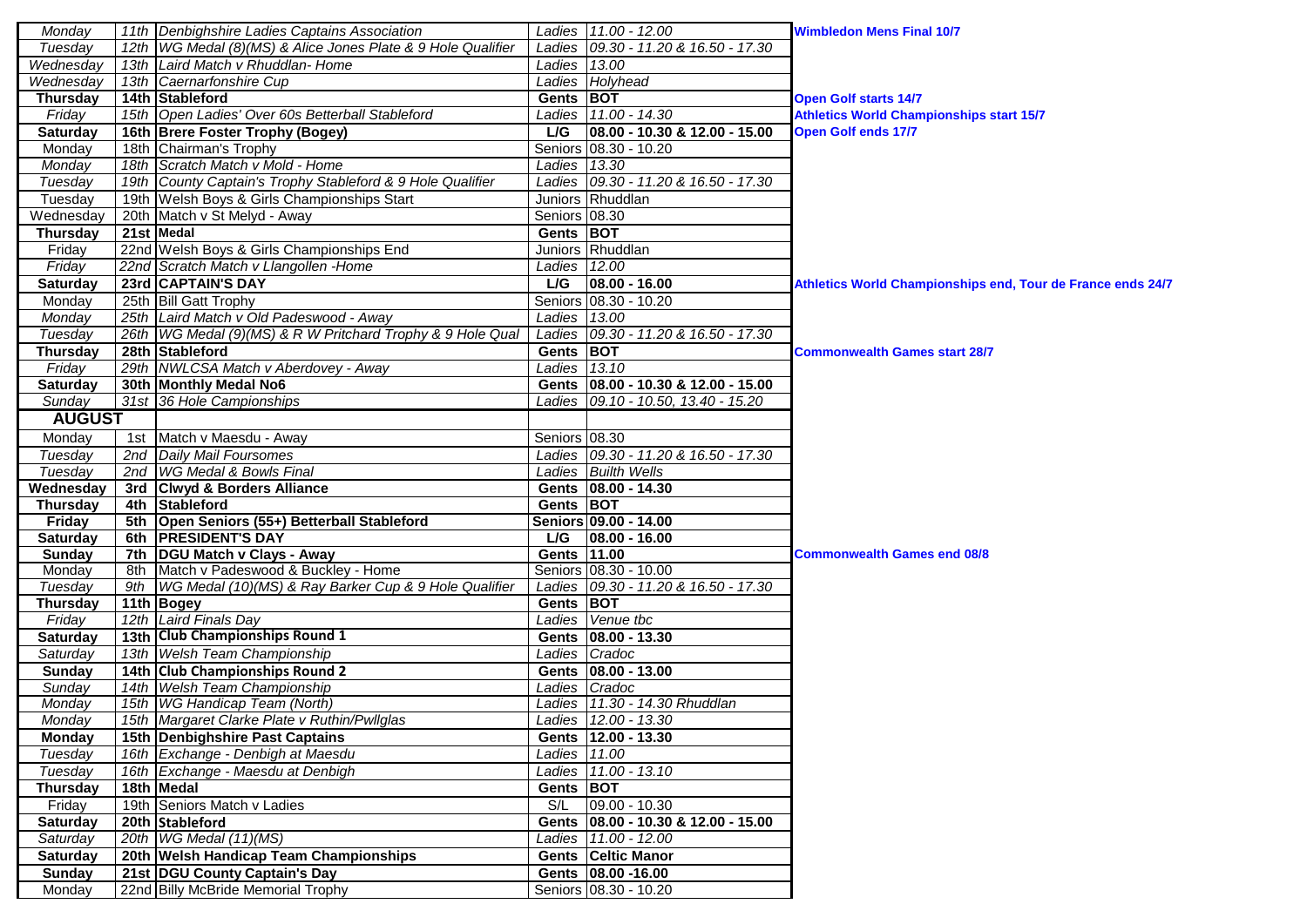| Day | Date | Event | Section | Time / Venue | Notes |
|---|---|---|---|---|---|
| *Monday* | *11th* | *Denbighshire Ladies Captains Association* | *Ladies* | *11.00 - 12.00* | **Wimbledon Mens Final 10/7** |
| *Tuesday* | *12th* | *WG Medal (8)(MS) & Alice Jones Plate & 9 Hole Qualifier* | *Ladies* | *09.30 - 11.20 & 16.50 - 17.30* | |
| *Wednesday* | *13th* | *Laird Match v Rhuddlan- Home* | *Ladies* | *13.00* | |
| *Wednesday* | *13th* | *Caernarfonshire Cup* | *Ladies* | *Holyhead* | |
| **Thursday** | **14th** | **Stableford** | **Gents** | **BOT** | **Open Golf starts 14/7** |
| *Friday* | *15th* | *Open Ladies' Over 60s Betterball Stableford* | *Ladies* | *11.00 - 14.30* | **Athletics World Championships start 15/7** |
| **Saturday** | **16th** | **Brere Foster Trophy (Bogey)** | **L/G** | **08.00 - 10.30 & 12.00 - 15.00** | **Open Golf ends 17/7** |
| Monday | 18th | Chairman's Trophy | Seniors | 08.30 - 10.20 | |
| *Monday* | *18th* | *Scratch Match v Mold - Home* | *Ladies* | *13.30* | |
| *Tuesday* | *19th* | *County Captain's Trophy Stableford & 9 Hole Qualifier* | *Ladies* | *09.30 - 11.20 & 16.50 - 17.30* | |
| Tuesday | 19th | Welsh Boys & Girls Championships Start | Juniors | Rhuddlan | |
| Wednesday | 20th | Match v St Melyd - Away | Seniors | 08.30 | |
| **Thursday** | **21st** | **Medal** | **Gents** | **BOT** | |
| Friday | 22nd | Welsh Boys & Girls Championships End | Juniors | Rhuddlan | |
| *Friday* | *22nd* | *Scratch Match v Llangollen -Home* | *Ladies* | *12.00* | |
| **Saturday** | **23rd** | **CAPTAIN'S DAY** | **L/G** | **08.00 - 16.00** | **Athletics World Championships end, Tour de France ends 24/7** |
| Monday | 25th | Bill Gatt Trophy | Seniors | 08.30 - 10.20 | |
| *Monday* | *25th* | *Laird Match v Old Padeswood - Away* | *Ladies* | *13.00* | |
| *Tuesday* | *26th* | *WG Medal (9)(MS) & R W Pritchard Trophy & 9 Hole Qual* | *Ladies* | *09.30 - 11.20 & 16.50 - 17.30* | |
| **Thursday** | **28th** | **Stableford** | **Gents** | **BOT** | **Commonwealth Games start 28/7** |
| *Friday* | *29th* | *NWLCSA Match v Aberdovey - Away* | *Ladies* | *13.10* | |
| **Saturday** | **30th** | **Monthly Medal No6** | **Gents** | **08.00 - 10.30 & 12.00 - 15.00** | |
| *Sunday* | *31st* | *36 Hole Campionships* | *Ladies* | *09.10 - 10.50, 13.40 - 15.20* | |
| **AUGUST** | | | | | |
| Monday | 1st | Match v Maesdu - Away | Seniors | 08.30 | |
| *Tuesday* | *2nd* | *Daily Mail Foursomes* | *Ladies* | *09.30 - 11.20 & 16.50 - 17.30* | |
| *Tuesday* | *2nd* | *WG Medal & Bowls Final* | *Ladies* | *Builth Wells* | |
| **Wednesday** | **3rd** | **Clwyd & Borders Alliance** | **Gents** | **08.00 - 14.30** | |
| **Thursday** | **4th** | **Stableford** | **Gents** | **BOT** | |
| **Friday** | **5th** | **Open Seniors (55+) Betterball Stableford** | **Seniors** | **09.00 - 14.00** | |
| **Saturday** | **6th** | **PRESIDENT'S DAY** | **L/G** | **08.00 - 16.00** | |
| **Sunday** | **7th** | **DGU Match v Clays - Away** | **Gents** | **11.00** | **Commonwealth Games end 08/8** |
| Monday | 8th | Match v Padeswood & Buckley - Home | Seniors | 08.30 - 10.00 | |
| *Tuesday* | *9th* | *WG Medal (10)(MS) & Ray Barker Cup & 9 Hole Qualifier* | *Ladies* | *09.30 - 11.20 & 16.50 - 17.30* | |
| **Thursday** | **11th** | **Bogey** | **Gents** | **BOT** | |
| *Friday* | *12th* | *Laird Finals Day* | *Ladies* | *Venue tbc* | |
| **Saturday** | **13th** | **Club Championships Round 1** | **Gents** | **08.00 - 13.30** | |
| *Saturday* | *13th* | *Welsh Team Championship* | *Ladies* | *Cradoc* | |
| **Sunday** | **14th** | **Club Championships Round 2** | **Gents** | **08.00 - 13.00** | |
| *Sunday* | *14th* | *Welsh Team Championship* | *Ladies* | *Cradoc* | |
| *Monday* | *15th* | *WG Handicap Team (North)* | *Ladies* | *11.30 - 14.30 Rhuddlan* | |
| *Monday* | *15th* | *Margaret Clarke Plate v Ruthin/Pwllglas* | *Ladies* | *12.00 - 13.30* | |
| **Monday** | **15th** | **Denbighshire Past Captains** | **Gents** | **12.00 - 13.30** | |
| *Tuesday* | *16th* | *Exchange - Denbigh at Maesdu* | *Ladies* | *11.00* | |
| *Tuesday* | *16th* | *Exchange - Maesdu at Denbigh* | *Ladies* | *11.00 - 13.10* | |
| **Thursday** | **18th** | **Medal** | **Gents** | **BOT** | |
| Friday | 19th | Seniors Match v Ladies | S/L | 09.00 - 10.30 | |
| **Saturday** | **20th** | **Stableford** | **Gents** | **08.00 - 10.30 & 12.00 - 15.00** | |
| *Saturday* | *20th* | *WG Medal (11)(MS)* | *Ladies* | *11.00 - 12.00* | |
| **Saturday** | **20th** | **Welsh Handicap Team Championships** | **Gents** | **Celtic Manor** | |
| **Sunday** | **21st** | **DGU County Captain's Day** | **Gents** | **08.00 -16.00** | |
| Monday | 22nd | Billy McBride Memorial Trophy | Seniors | 08.30 - 10.20 | |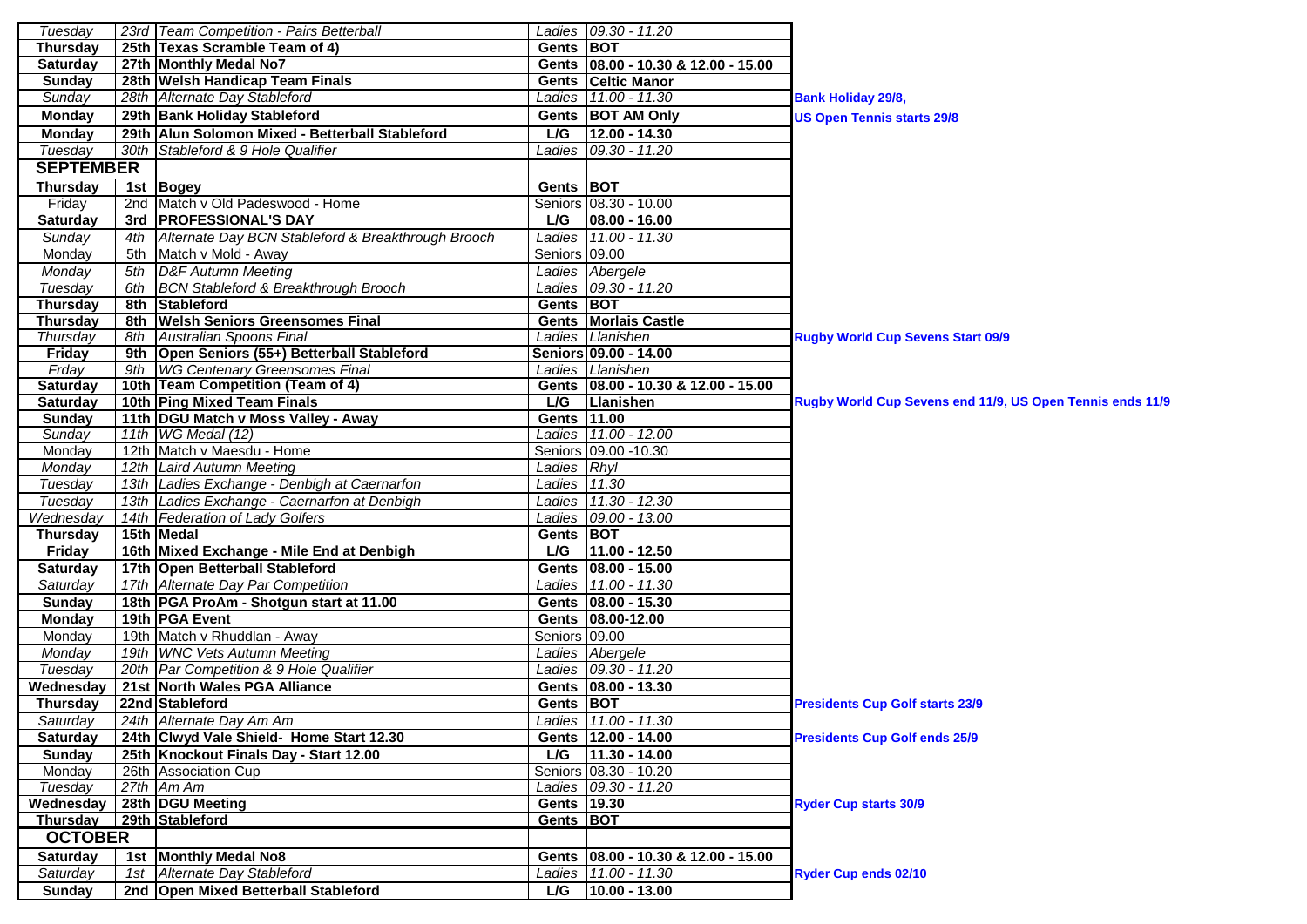| | | | | | |
|---|---|---|---|---|---|
| *Tuesday* | *23rd* | *Team Competition - Pairs Betterball* | *Ladies* | *09.30 - 11.20* | |
| **Thursday** | **25th** | **Texas Scramble Team of 4)** | **Gents** | **BOT** | |
| **Saturday** | **27th** | **Monthly Medal No7** | **Gents** | **08.00 - 10.30 & 12.00 - 15.00** | |
| **Sunday** | **28th** | **Welsh Handicap Team Finals** | **Gents** | **Celtic Manor** | |
| *Sunday* | *28th* | *Alternate Day Stableford* | *Ladies* | *11.00 - 11.30* | **Bank Holiday 29/8,** |
| **Monday** | **29th** | **Bank Holiday Stableford** | **Gents** | **BOT AM Only** | **US Open Tennis starts 29/8** |
| **Monday** | **29th** | **Alun Solomon Mixed - Betterball Stableford** | **L/G** | **12.00 - 14.30** | |
| *Tuesday* | *30th* | *Stableford & 9 Hole Qualifier* | *Ladies* | *09.30 - 11.20* | |
| **SEPTEMBER** | | | | | |
| **Thursday** | **1st** | **Bogey** | **Gents** | **BOT** | |
| Friday | 2nd | Match v Old Padeswood - Home | Seniors | 08.30 - 10.00 | |
| **Saturday** | **3rd** | **PROFESSIONAL'S DAY** | **L/G** | **08.00 - 16.00** | |
| *Sunday* | *4th* | *Alternate Day BCN Stableford & Breakthrough Brooch* | *Ladies* | *11.00 - 11.30* | |
| Monday | 5th | Match v Mold - Away | Seniors | 09.00 | |
| *Monday* | *5th* | *D&F Autumn Meeting* | *Ladies* | *Abergele* | |
| *Tuesday* | *6th* | *BCN Stableford & Breakthrough Brooch* | *Ladies* | *09.30 - 11.20* | |
| **Thursday** | **8th** | **Stableford** | **Gents** | **BOT** | |
| **Thursday** | **8th** | **Welsh Seniors Greensomes Final** | **Gents** | **Morlais Castle** | |
| *Thursday* | *8th* | *Australian Spoons Final* | *Ladies* | *Llanishen* | **Rugby World Cup Sevens Start 09/9** |
| **Friday** | **9th** | **Open Seniors (55+) Betterball Stableford** | **Seniors** | **09.00 - 14.00** | |
| *Frday* | *9th* | *WG Centenary Greensomes Final* | *Ladies* | *Llanishen* | |
| **Saturday** | **10th** | **Team Competition (Team of 4)** | **Gents** | **08.00 - 10.30 & 12.00 - 15.00** | |
| **Saturday** | **10th** | **Ping Mixed Team Finals** | **L/G** | **Llanishen** | **Rugby World Cup Sevens end 11/9, US Open Tennis ends 11/9** |
| **Sunday** | **11th** | **DGU Match v Moss Valley - Away** | **Gents** | **11.00** | |
| *Sunday* | *11th* | *WG Medal (12)* | *Ladies* | *11.00 - 12.00* | |
| Monday | 12th | Match v Maesdu - Home | Seniors | 09.00 -10.30 | |
| *Monday* | *12th* | *Laird Autumn Meeting* | *Ladies* | *Rhyl* | |
| *Tuesday* | *13th* | *Ladies Exchange - Denbigh at Caernarfon* | *Ladies* | *11.30* | |
| *Tuesday* | *13th* | *Ladies Exchange - Caernarfon at Denbigh* | *Ladies* | *11.30 - 12.30* | |
| *Wednesday* | *14th* | *Federation of Lady Golfers* | *Ladies* | *09.00 - 13.00* | |
| **Thursday** | **15th** | **Medal** | **Gents** | **BOT** | |
| **Friday** | **16th** | **Mixed Exchange - Mile End at Denbigh** | **L/G** | **11.00 - 12.50** | |
| **Saturday** | **17th** | **Open Betterball Stableford** | **Gents** | **08.00 - 15.00** | |
| *Saturday* | *17th* | *Alternate Day Par Competition* | *Ladies* | *11.00 - 11.30* | |
| **Sunday** | **18th** | **PGA ProAm - Shotgun start at 11.00** | **Gents** | **08.00 - 15.30** | |
| **Monday** | **19th** | **PGA Event** | **Gents** | **08.00-12.00** | |
| Monday | 19th | Match v Rhuddlan - Away | Seniors | 09.00 | |
| *Monday* | *19th* | *WNC Vets Autumn Meeting* | *Ladies* | *Abergele* | |
| *Tuesday* | *20th* | *Par Competition & 9 Hole Qualifier* | *Ladies* | *09.30 - 11.20* | |
| **Wednesday** | **21st** | **North Wales PGA Alliance** | **Gents** | **08.00 - 13.30** | |
| **Thursday** | **22nd** | **Stableford** | **Gents** | **BOT** | **Presidents Cup Golf starts 23/9** |
| *Saturday* | *24th* | *Alternate Day Am Am* | *Ladies* | *11.00 - 11.30* | |
| **Saturday** | **24th** | **Clwyd Vale Shield- Home Start 12.30** | **Gents** | **12.00 - 14.00** | **Presidents Cup Golf ends 25/9** |
| **Sunday** | **25th** | **Knockout Finals Day - Start 12.00** | **L/G** | **11.30 - 14.00** | |
| Monday | 26th | Association Cup | Seniors | 08.30 - 10.20 | |
| *Tuesday* | *27th* | *Am Am* | *Ladies* | *09.30 - 11.20* | |
| **Wednesday** | **28th** | **DGU Meeting** | **Gents** | **19.30** | **Ryder Cup starts 30/9** |
| **Thursday** | **29th** | **Stableford** | **Gents** | **BOT** | |
| **OCTOBER** | | | | | |
| **Saturday** | **1st** | **Monthly Medal No8** | **Gents** | **08.00 - 10.30 & 12.00 - 15.00** | |
| *Saturday* | *1st* | *Alternate Day Stableford* | *Ladies* | *11.00 - 11.30* | **Ryder Cup ends 02/10** |
| **Sunday** | **2nd** | **Open Mixed Betterball Stableford** | **L/G** | **10.00 - 13.00** | |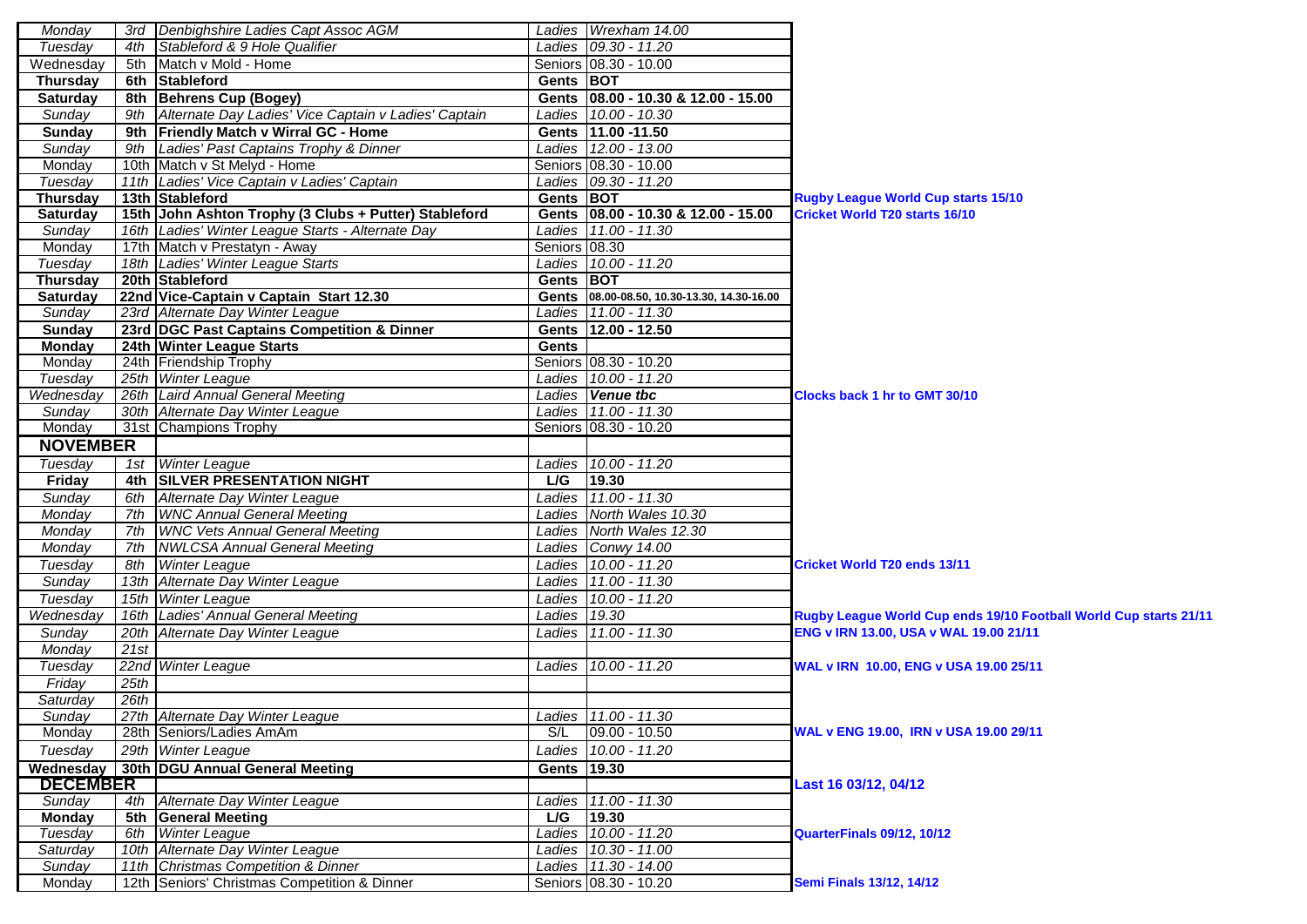| | | | | | |
|---|---|---|---|---|---|
| *Monday* | *3rd* | *Denbighshire Ladies Capt Assoc AGM* | *Ladies* | *Wrexham 14.00* | |
| *Tuesday* | *4th* | *Stableford & 9 Hole Qualifier* | *Ladies* | *09.30 - 11.20* | |
| Wednesday | 5th | Match v Mold - Home | Seniors | 08.30 - 10.00 | |
| **Thursday** | **6th** | **Stableford** | **Gents** | **BOT** | |
| **Saturday** | **8th** | **Behrens Cup (Bogey)** | **Gents** | **08.00 - 10.30 & 12.00 - 15.00** | |
| *Sunday* | *9th* | *Alternate Day Ladies' Vice Captain v Ladies' Captain* | *Ladies* | *10.00 - 10.30* | |
| **Sunday** | **9th** | **Friendly Match v Wirral GC - Home** | **Gents** | **11.00 -11.50** | |
| *Sunday* | *9th* | *Ladies' Past Captains Trophy & Dinner* | *Ladies* | *12.00 - 13.00* | |
| Monday | 10th | Match v St Melyd - Home | Seniors | 08.30 - 10.00 | |
| *Tuesday* | *11th* | *Ladies' Vice Captain v Ladies' Captain* | *Ladies* | *09.30 - 11.20* | |
| **Thursday** | **13th** | **Stableford** | **Gents** | **BOT** | **Rugby League World Cup starts 15/10** |
| **Saturday** | **15th** | **John Ashton Trophy (3 Clubs + Putter) Stableford** | **Gents** | **08.00 - 10.30 & 12.00 - 15.00** | **Cricket World T20 starts 16/10** |
| *Sunday* | *16th* | *Ladies' Winter League Starts - Alternate Day* | *Ladies* | *11.00 - 11.30* | |
| Monday | 17th | Match v Prestatyn - Away | Seniors | 08.30 | |
| *Tuesday* | *18th* | *Ladies' Winter League Starts* | *Ladies* | *10.00 - 11.20* | |
| **Thursday** | **20th** | **Stableford** | **Gents** | **BOT** | |
| **Saturday** | **22nd** | **Vice-Captain v Captain Start 12.30** | **Gents** | **08.00-08.50, 10.30-13.30, 14.30-16.00** | |
| *Sunday* | *23rd* | *Alternate Day Winter League* | *Ladies* | *11.00 - 11.30* | |
| **Sunday** | **23rd** | **DGC Past Captains Competition & Dinner** | **Gents** | **12.00 - 12.50** | |
| **Monday** | **24th** | **Winter League Starts** | **Gents** | | |
| Monday | 24th | Friendship Trophy | Seniors | 08.30 - 10.20 | |
| *Tuesday* | *25th* | *Winter League* | *Ladies* | *10.00 - 11.20* | |
| *Wednesday* | *26th* | *Laird Annual General Meeting* | *Ladies* | ***Venue tbc*** | **Clocks back 1 hr to GMT 30/10** |
| *Sunday* | *30th* | *Alternate Day Winter League* | *Ladies* | *11.00 - 11.30* | |
| Monday | 31st | Champions Trophy | Seniors | 08.30 - 10.20 | |
| **NOVEMBER** | | | | | |
| *Tuesday* | *1st* | *Winter League* | *Ladies* | *10.00 - 11.20* | |
| **Friday** | **4th** | **SILVER PRESENTATION NIGHT** | **L/G** | **19.30** | |
| *Sunday* | *6th* | *Alternate Day Winter League* | *Ladies* | *11.00 - 11.30* | |
| *Monday* | *7th* | *WNC Annual General Meeting* | *Ladies* | *North Wales 10.30* | |
| *Monday* | *7th* | *WNC Vets Annual General Meeting* | *Ladies* | *North Wales 12.30* | |
| *Monday* | *7th* | *NWLCSA Annual General Meeting* | *Ladies* | *Conwy 14.00* | |
| *Tuesday* | *8th* | *Winter League* | *Ladies* | *10.00 - 11.20* | **Cricket World T20 ends 13/11** |
| *Sunday* | *13th* | *Alternate Day Winter League* | *Ladies* | *11.00 - 11.30* | |
| *Tuesday* | *15th* | *Winter League* | *Ladies* | *10.00 - 11.20* | |
| *Wednesday* | *16th* | *Ladies' Annual General Meeting* | *Ladies* | *19.30* | **Rugby League World Cup ends 19/10 Football World Cup starts 21/11** |
| *Sunday* | *20th* | *Alternate Day Winter League* | *Ladies* | *11.00 - 11.30* | **ENG v IRN 13.00, USA v WAL 19.00 21/11** |
| *Monday* | *21st* | | | | |
| *Tuesday* | *22nd* | *Winter League* | *Ladies* | *10.00 - 11.20* | **WAL v IRN 10.00, ENG v USA 19.00 25/11** |
| *Friday* | *25th* | | | | |
| *Saturday* | *26th* | | | | |
| *Sunday* | *27th* | *Alternate Day Winter League* | *Ladies* | *11.00 - 11.30* | |
| Monday | 28th | Seniors/Ladies AmAm | S/L | 09.00 - 10.50 | **WAL v ENG 19.00, IRN v USA 19.00 29/11** |
| *Tuesday* | *29th* | *Winter League* | *Ladies* | *10.00 - 11.20* | |
| **Wednesday** | **30th** | **DGU Annual General Meeting** | **Gents** | **19.30** | |
| **DECEMBER** | | | | | **Last 16 03/12, 04/12** |
| *Sunday* | *4th* | *Alternate Day Winter League* | *Ladies* | *11.00 - 11.30* | |
| **Monday** | **5th** | **General Meeting** | **L/G** | **19.30** | |
| *Tuesday* | *6th* | *Winter League* | *Ladies* | *10.00 - 11.20* | **QuarterFinals 09/12, 10/12** |
| *Saturday* | *10th* | *Alternate Day Winter League* | *Ladies* | *10.30 - 11.00* | |
| *Sunday* | *11th* | *Christmas Competition & Dinner* | *Ladies* | *11.30 - 14.00* | |
| Monday | 12th | Seniors' Christmas Competition & Dinner | Seniors | 08.30 - 10.20 | **Semi Finals 13/12, 14/12** |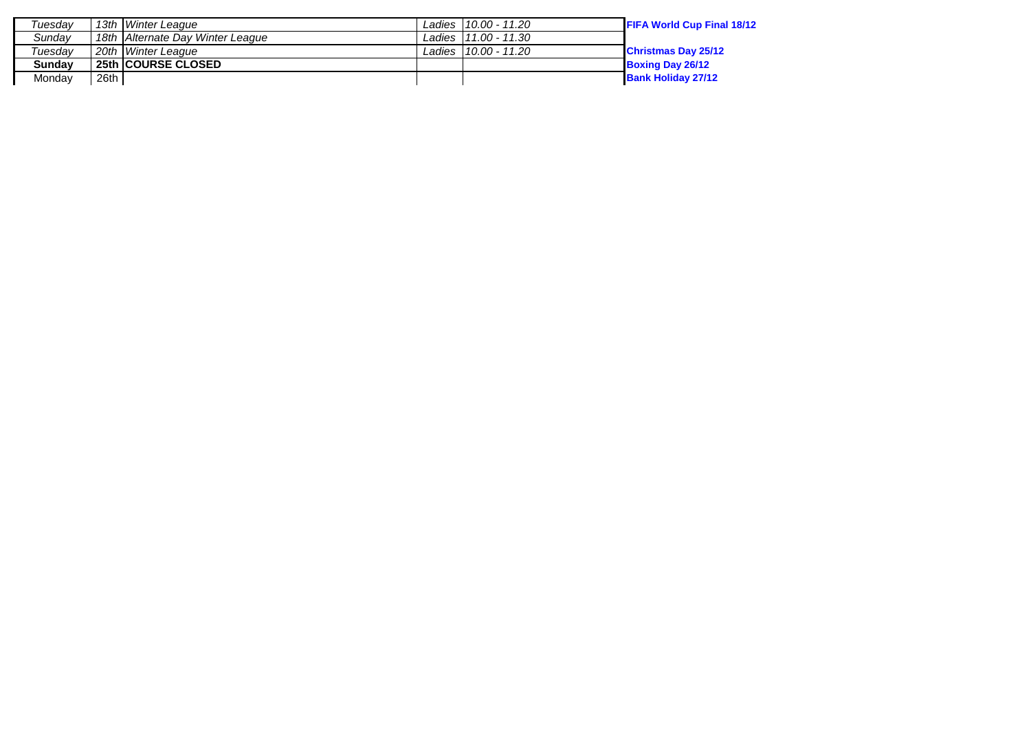| | | | | | |
|---|---|---|---|---|---|
| *Tuesday* | *13th* | *Winter League* | *Ladies* | *10.00 - 11.20* | **FIFA World Cup Final 18/12** |
| *Sunday* | *18th* | *Alternate Day Winter League* | *Ladies* | *11.00 - 11.30* | |
| *Tuesday* | *20th* | *Winter League* | *Ladies* | *10.00 - 11.20* | **Christmas Day 25/12** |
| **Sunday** | **25th** | **COURSE CLOSED** | | | **Boxing Day 26/12** |
| Monday | 26th | | | | **Bank Holiday 27/12** |